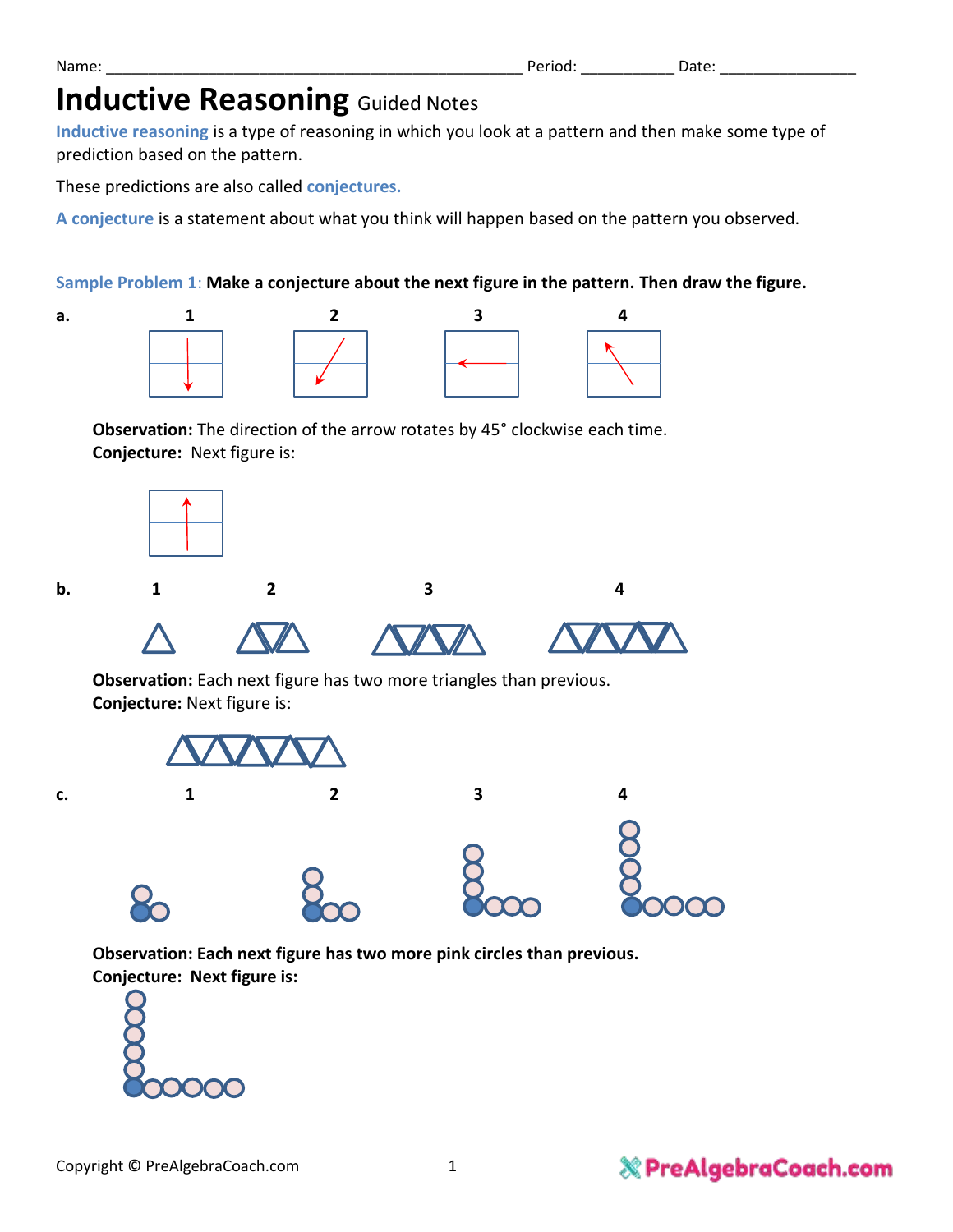Name: ______________________________________________ Period: __________ Date: _______________

# Inductive Reasoning Guided Notes

**Inductive reasoning** is a type of reasoning in which you look at a pattern and then make some type of prediction based on the pattern.

These predictions are also called **conjectures.**

**A conjecture** is a statement about what you think will happen based on the pattern you observed.

**Sample Problem 1: Make a conjecture about the next figure in the pattern. Then draw the figure.**

**a.** 1 2 3 4

**Observation:** The direction of the arrow rotates by 45° clockwise each time.
**Conjecture:** Next figure is:

**b.** 1 2 3 4

**Observation:** Each next figure has two more triangles than previous.
**Conjecture:** Next figure is:

**c.** 1 2 3 4

**Observation: Each next figure has two more pink circles than previous.**
**Conjecture: Next figure is:**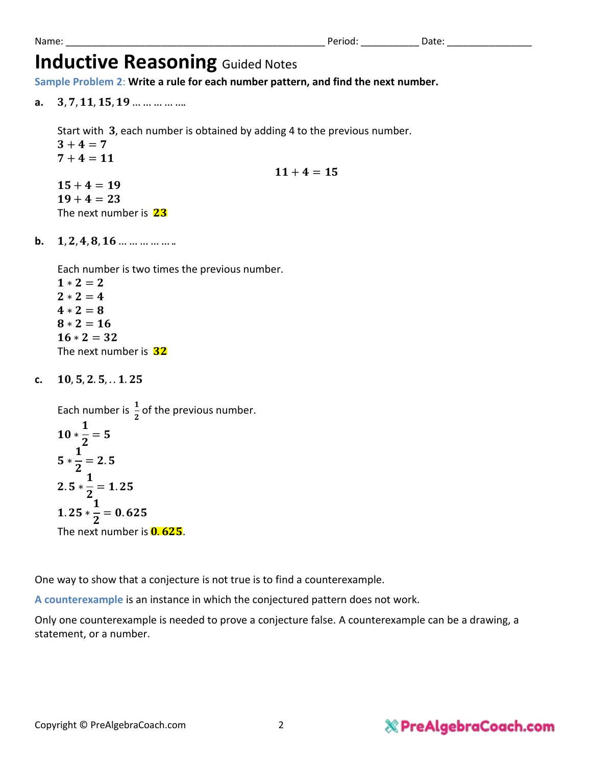Name: ________________________________________________ Period: __________ Date: _______________

# Inductive Reasoning Guided Notes

**Sample Problem 2: Write a rule for each number pattern, and find the next number.**

**a.** $3, 7, 11, 15, 19 \ldots \ldots \ldots \ldots \ldots$

Start with $3$, each number is obtained by adding 4 to the previous number.

$3 + 4 = 7$

$7 + 4 = 11$

$11 + 4 = 15$

$15 + 4 = 19$

$19 + 4 = 23$

The next number is $\mathbf{23}$

**b.** $1, 2, 4, 8, 16 \ldots \ldots \ldots \ldots \ldots$

Each number is two times the previous number.

$1 * 2 = 2$

$2 * 2 = 4$

$4 * 2 = 8$

$8 * 2 = 16$

$16 * 2 = 32$

The next number is $\mathbf{32}$

**c.** $10, 5, 2.5, \ldots 1.25$

Each number is $\frac{1}{2}$ of the previous number.

$10 * \frac{1}{2} = 5$

$5 * \frac{1}{2} = 2.5$

$2.5 * \frac{1}{2} = 1.25$

$1.25 * \frac{1}{2} = 0.625$

The next number is $\mathbf{0.625}$.

One way to show that a conjecture is not true is to find a counterexample.

**A counterexample** is an instance in which the conjectured pattern does not work.

Only one counterexample is needed to prove a conjecture false. A counterexample can be a drawing, a statement, or a number.

Copyright © PreAlgebraCoach.com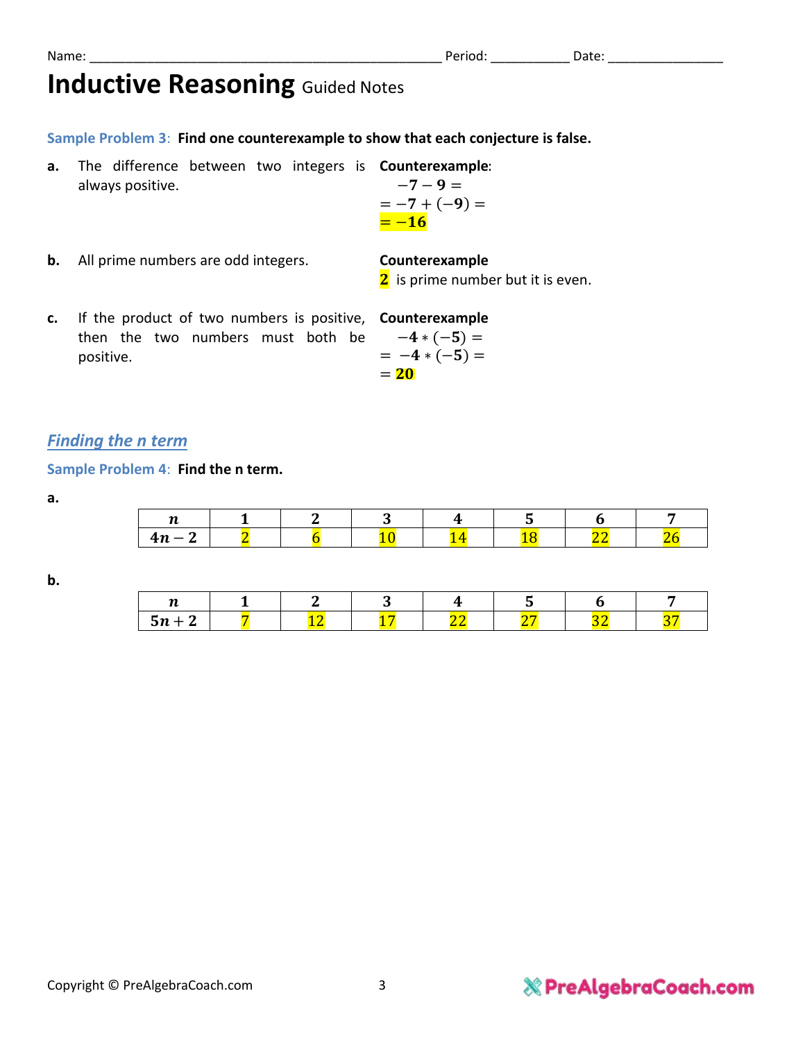Name: ________________________________________________ Period: ___________ Date: ________________

# Inductive Reasoning Guided Notes

**Sample Problem 3**: **Find one counterexample to show that each conjecture is false.**

**a.** The difference between two integers is always positive.

**Counterexample**:

$-7 - 9 =$

$= -7 + (-9) =$

$= -16$

**b.** All prime numbers are odd integers.

**Counterexample**

**2** is prime number but it is even.

**c.** If the product of two numbers is positive, then the two numbers must both be positive.

**Counterexample**

$-4 * (-5) =$

$= -4 * (-5) =$

$= 20$

## *Finding the n term*

**Sample Problem 4**: **Find the n term.**

**a.**

| $n$ | 1 | 2 | 3 | 4 | 5 | 6 | 7 |
|---|---|---|---|---|---|---|---|
| $4n - 2$ | 2 | 6 | 10 | 14 | 18 | 22 | 26 |

**b.**

| $n$ | 1 | 2 | 3 | 4 | 5 | 6 | 7 |
|---|---|---|---|---|---|---|---|
| $5n + 2$ | 7 | 12 | 17 | 22 | 27 | 32 | 37 |

Copyright © PreAlgebraCoach.com